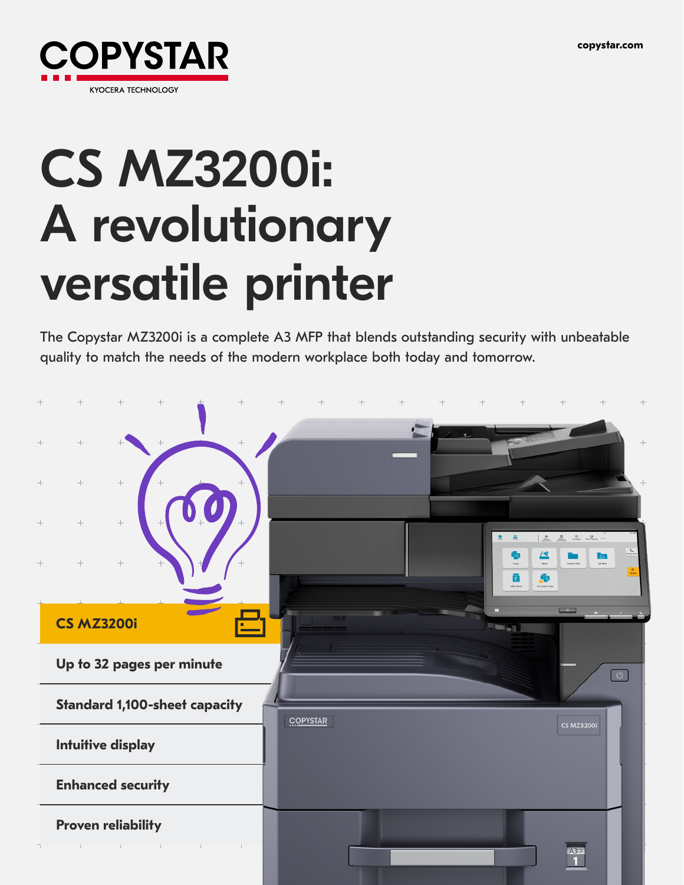COPYSTAR

KYOCERA TECHNOLOGY

copystar.com

# CS MZ3200i: A revolutionary versatile printer

The Copystar MZ3200i is a complete A3 MFP that blends outstanding security with unbeatable quality to match the needs of the modern workplace both today and tomorrow.

**CS MZ3200i**

- **Up to 32 pages per minute**
- **Standard 1,100-sheet capacity**
- **Intuitive display**
- **Enhanced security**
- **Proven reliability**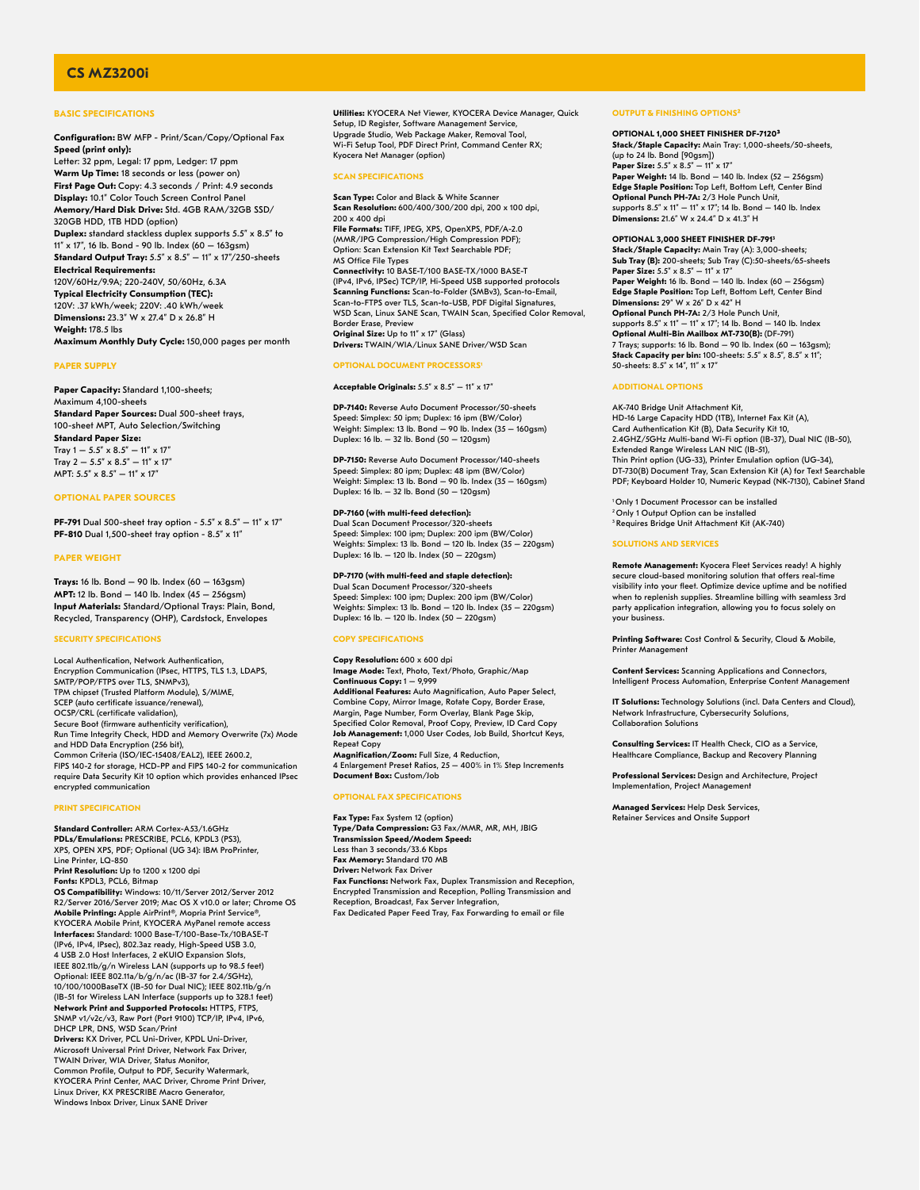# CS MZ3200i

## BASIC SPECIFICATIONS

**Configuration:** BW MFP - Print/Scan/Copy/Optional Fax
**Speed (print only):**
Letter: 32 ppm, Legal: 17 ppm, Ledger: 17 ppm
**Warm Up Time:** 18 seconds or less (power on)
**First Page Out:** Copy: 4.3 seconds / Print: 4.9 seconds
**Display:** 10.1" Color Touch Screen Control Panel
**Memory/Hard Disk Drive:** Std. 4GB RAM/32GB SSD/ 320GB HDD, 1TB HDD (option)
**Duplex:** standard stackless duplex supports 5.5" x 8.5" to 11" x 17", 16 lb. Bond - 90 lb. Index (60 — 163gsm)
**Standard Output Tray:** 5.5" x 8.5" — 11" x 17"/250-sheets
**Electrical Requirements:**
120V/60Hz/9.9A; 220-240V, 50/60Hz, 6.3A
**Typical Electricity Consumption (TEC):**
120V: .37 kWh/week; 220V: .40 kWh/week
**Dimensions:** 23.3" W x 27.4" D x 26.8" H
**Weight:** 178.5 lbs
**Maximum Monthly Duty Cycle:** 150,000 pages per month

## PAPER SUPPLY

**Paper Capacity:** Standard 1,100-sheets;
Maximum 4,100-sheets
**Standard Paper Sources:** Dual 500-sheet trays, 100-sheet MPT, Auto Selection/Switching
**Standard Paper Size:**
Tray 1 — 5.5" x 8.5" — 11" x 17"
Tray 2 — 5.5" x 8.5" — 11" x 17"
MPT: 5.5" x 8.5" — 11" x 17"

## OPTIONAL PAPER SOURCES

**PF-791** Dual 500-sheet tray option - 5.5" x 8.5" — 11" x 17"
**PF-810** Dual 1,500-sheet tray option - 8.5" x 11"

## PAPER WEIGHT

**Trays:** 16 lb. Bond — 90 lb. Index (60 — 163gsm)
**MPT:** 12 lb. Bond — 140 lb. Index (45 — 256gsm)
**Input Materials:** Standard/Optional Trays: Plain, Bond, Recycled, Transparency (OHP), Cardstock, Envelopes

## SECURITY SPECIFICATIONS

Local Authentication, Network Authentication, Encryption Communication (IPsec, HTTPS, TLS 1.3, LDAPS, SMTP/POP/FTPS over TLS, SNMPv3), TPM chipset (Trusted Platform Module), S/MIME, SCEP (auto certificate issuance/renewal), OCSP/CRL (certificate validation), Secure Boot (firmware authenticity verification), Run Time Integrity Check, HDD and Memory Overwrite (7x) Mode and HDD Data Encryption (256 bit), Common Criteria (ISO/IEC-15408/EAL2), IEEE 2600.2, FIPS 140-2 for storage, HCD-PP and FIPS 140-2 for communication require Data Security Kit 10 option which provides enhanced IPsec encrypted communication

## PRINT SPECIFICATION

**Standard Controller:** ARM Cortex-A53/1.6GHz
**PDLs/Emulations:** PRESCRIBE, PCL6, KPDL3 (PS3), XPS, OPEN XPS, PDF; Optional (UG 34): IBM ProPrinter, Line Printer, LQ-850
**Print Resolution:** Up to 1200 x 1200 dpi
**Fonts:** KPDL3, PCL6, Bitmap
**OS Compatibility:** Windows: 10/11/Server 2012/Server 2012 R2/Server 2016/Server 2019; Mac OS X v10.0 or later; Chrome OS
**Mobile Printing:** Apple AirPrint®, Mopria Print Service®, KYOCERA Mobile Print, KYOCERA MyPanel remote access
**Interfaces:** Standard: 1000 Base-T/100-Base-Tx/10BASE-T (IPv6, IPv4, IPsec), 802.3az ready, High-Speed USB 3.0, 4 USB 2.0 Host Interfaces, 2 eKUIO Expansion Slots, IEEE 802.11b/g/n Wireless LAN (supports up to 98.5 feet)
Optional: IEEE 802.11a/b/g/n/ac (IB-37 for 2.4/5GHz), 10/100/1000BaseTX (IB-50 for Dual NIC); IEEE 802.11b/g/n (IB-51 for Wireless LAN Interface (supports up to 328.1 feet)
**Network Print and Supported Protocols:** HTTPS, FTPS, SNMP v1/v2c/v3, Raw Port (Port 9100) TCP/IP, IPv4, IPv6, DHCP LPR, DNS, WSD Scan/Print
**Drivers:** KX Driver, PCL Uni-Driver, KPDL Uni-Driver, Microsoft Universal Print Driver, Network Fax Driver, TWAIN Driver, WIA Driver, Status Monitor, Common Profile, Output to PDF, Security Watermark, KYOCERA Print Center, MAC Driver, Chrome Print Driver, Linux Driver, KX PRESCRIBE Macro Generator, Windows Inbox Driver, Linux SANE Driver

**Utilities:** KYOCERA Net Viewer, KYOCERA Device Manager, Quick Setup, ID Register, Software Management Service, Upgrade Studio, Web Package Maker, Removal Tool, Wi-Fi Setup Tool, PDF Direct Print, Command Center RX; Kyocera Net Manager (option)

## SCAN SPECIFICATIONS

**Scan Type:** Color and Black & White Scanner
**Scan Resolution:** 600/400/300/200 dpi, 200 x 100 dpi, 200 x 400 dpi
**File Formats:** TIFF, JPEG, XPS, OpenXPS, PDF/A-2.0 (MMR/JPG Compression/High Compression PDF);
Option: Scan Extension Kit Text Searchable PDF;
MS Office File Types
**Connectivity:** 10 BASE-T/100 BASE-TX/1000 BASE-T (IPv4, IPv6, IPSec) TCP/IP, Hi-Speed USB supported protocols
**Scanning Functions:** Scan-to-Folder (SMBv3), Scan-to-Email, Scan-to-FTPS over TLS, Scan-to-USB, PDF Digital Signatures, WSD Scan, Linux SANE Scan, TWAIN Scan, Specified Color Removal, Border Erase, Preview
**Original Size:** Up to 11" x 17" (Glass)
**Drivers:** TWAIN/WIA/Linux SANE Driver/WSD Scan

## OPTIONAL DOCUMENT PROCESSORS[1]

**Acceptable Originals:** 5.5" x 8.5" — 11" x 17"

**DP-7140:** Reverse Auto Document Processor/50-sheets
Speed: Simplex: 50 ipm; Duplex: 16 ipm (BW/Color)
Weight: Simplex: 13 lb. Bond — 90 lb. Index (35 — 160gsm)
Duplex: 16 lb. — 32 lb. Bond (50 — 120gsm)

**DP-7150:** Reverse Auto Document Processor/140-sheets
Speed: Simplex: 80 ipm; Duplex: 48 ipm (BW/Color)
Weight: Simplex: 13 lb. Bond — 90 lb. Index (35 — 160gsm)
Duplex: 16 lb. — 32 lb. Bond (50 — 120gsm)

**DP-7160 (with multi-feed detection):**
Dual Scan Document Processor/320-sheets
Speed: Simplex: 100 ipm; Duplex: 200 ipm (BW/Color)
Weights: Simplex: 13 lb. Bond — 120 lb. Index (35 — 220gsm)
Duplex: 16 lb. — 120 lb. Index (50 — 220gsm)

**DP-7170 (with multi-feed and staple detection):**
Dual Scan Document Processor/320-sheets
Speed: Simplex: 100 ipm; Duplex: 200 ipm (BW/Color)
Weights: Simplex: 13 lb. Bond — 120 lb. Index (35 — 220gsm)
Duplex: 16 lb. — 120 lb. Index (50 — 220gsm)

## COPY SPECIFICATIONS

**Copy Resolution:** 600 x 600 dpi
**Image Mode:** Text, Photo, Text/Photo, Graphic/Map
**Continuous Copy:** 1 — 9,999
**Additional Features:** Auto Magnification, Auto Paper Select, Combine Copy, Mirror Image, Rotate Copy, Border Erase, Margin, Page Number, Form Overlay, Blank Page Skip, Specified Color Removal, Proof Copy, Preview, ID Card Copy
**Job Management:** 1,000 User Codes, Job Build, Shortcut Keys, Repeat Copy
**Magnification/Zoom:** Full Size, 4 Reduction, 4 Enlargement Preset Ratios, 25 — 400% in 1% Step Increments
**Document Box:** Custom/Job

## OPTIONAL FAX SPECIFICATIONS

**Fax Type:** Fax System 12 (option)
**Type/Data Compression:** G3 Fax/MMR, MR, MH, JBIG
**Transmission Speed/Modem Speed:**
Less than 3 seconds/33.6 Kbps
**Fax Memory:** Standard 170 MB
**Driver:** Network Fax Driver
**Fax Functions:** Network Fax, Duplex Transmission and Reception, Encrypted Transmission and Reception, Polling Transmission and Reception, Broadcast, Fax Server Integration, Fax Dedicated Paper Feed Tray, Fax Forwarding to email or file

## OUTPUT & FINISHING OPTIONS[2]

**OPTIONAL 1,000 SHEET FINISHER DF-7120[3]**
**Stack/Staple Capacity:** Main Tray: 1,000-sheets/50-sheets, (up to 24 lb. Bond [90gsm])
**Paper Size:** 5.5" x 8.5" — 11" x 17"
**Paper Weight:** 14 lb. Bond — 140 lb. Index (52 — 256gsm)
**Edge Staple Position:** Top Left, Bottom Left, Center Bind
**Optional Punch PH-7A:** 2/3 Hole Punch Unit, supports 8.5" x 11" — 11" x 17"; 14 lb. Bond — 140 lb. Index
**Dimensions:** 21.6" W x 24.4" D x 41.3" H

**OPTIONAL 3,000 SHEET FINISHER DF-791[3]**
**Stack/Staple Capacity:** Main Tray (A): 3,000-sheets;
**Sub Tray (B):** 200-sheets; Sub Tray (C):50-sheets/65-sheets
**Paper Size:** 5.5" x 8.5" — 11" x 17"
**Paper Weight:** 16 lb. Bond — 140 lb. Index (60 — 256gsm)
**Edge Staple Position:** Top Left, Bottom Left, Center Bind
**Dimensions:** 29" W x 26" D x 42" H
**Optional Punch PH-7A:** 2/3 Hole Punch Unit, supports 8.5" x 11" — 11" x 17"; 14 lb. Bond — 140 lb. Index
**Optional Multi-Bin Mailbox MT-730(B):** (DF-791)
7 Trays; supports: 16 lb. Bond — 90 lb. Index (60 — 163gsm);
**Stack Capacity per bin:** 100-sheets: 5.5" x 8.5", 8.5" x 11"; 50-sheets: 8.5" x 14", 11" x 17"

## ADDITIONAL OPTIONS

AK-740 Bridge Unit Attachment Kit, HD-16 Large Capacity HDD (1TB), Internet Fax Kit (A), Card Authentication Kit (B), Data Security Kit 10, 2.4GHZ/5GHz Multi-band Wi-Fi option (IB-37), Dual NIC (IB-50), Extended Range Wireless LAN NIC (IB-51), Thin Print option (UG-33), Printer Emulation option (UG-34), DT-730(B) Document Tray, Scan Extension Kit (A) for Text Searchable PDF; Keyboard Holder 10, Numeric Keypad (NK-7130), Cabinet Stand

[1] Only 1 Document Processor can be installed
[2] Only 1 Output Option can be installed
[3] Requires Bridge Unit Attachment Kit (AK-740)

## SOLUTIONS AND SERVICES

**Remote Management:** Kyocera Fleet Services ready! A highly secure cloud-based monitoring solution that offers real-time visibility into your fleet. Optimize device uptime and be notified when to replenish supplies. Streamline billing with seamless 3rd party application integration, allowing you to focus solely on your business.

**Printing Software:** Cost Control & Security, Cloud & Mobile, Printer Management

**Content Services:** Scanning Applications and Connectors, Intelligent Process Automation, Enterprise Content Management

**IT Solutions:** Technology Solutions (incl. Data Centers and Cloud), Network Infrastructure, Cybersecurity Solutions, Collaboration Solutions

**Consulting Services:** IT Health Check, CIO as a Service, Healthcare Compliance, Backup and Recovery Planning

**Professional Services:** Design and Architecture, Project Implementation, Project Management

**Managed Services:** Help Desk Services, Retainer Services and Onsite Support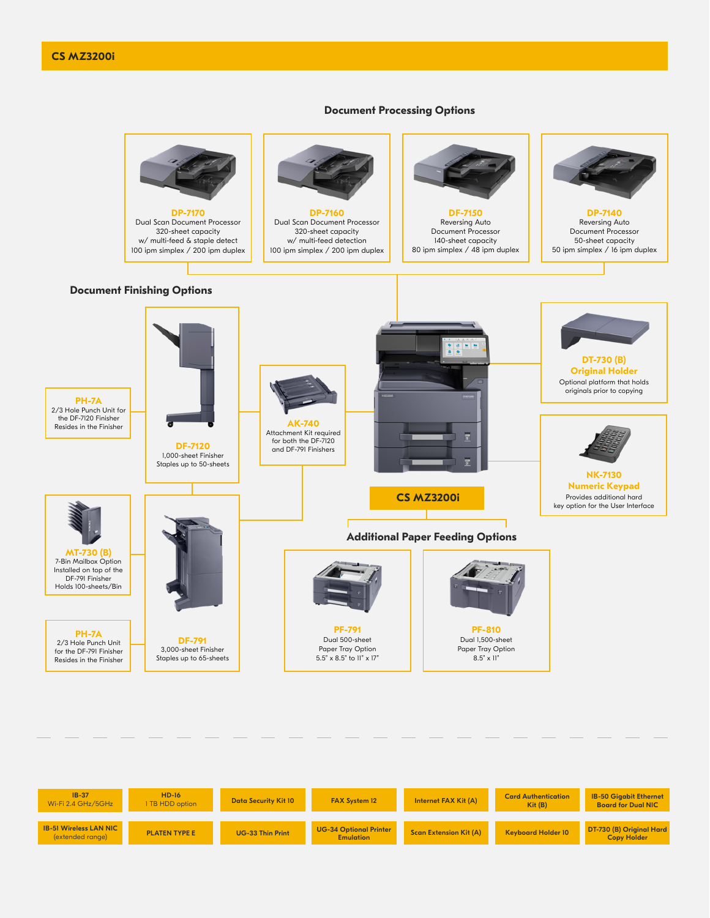# CS MZ3200i

## Document Processing Options

**DP-7170**
Dual Scan Document Processor
320-sheet capacity
w/ multi-feed & staple detect
100 ipm simplex / 200 ipm duplex

**DP-7160**
Dual Scan Document Processor
320-sheet capacity
w/ multi-feed detection
100 ipm simplex / 200 ipm duplex

**DP-7150**
Reversing Auto
Document Processor
140-sheet capacity
80 ipm simplex / 48 ipm duplex

**DP-7140**
Reversing Auto
Document Processor
50-sheet capacity
50 ipm simplex / 16 ipm duplex

## Document Finishing Options

**PH-7A**
2/3 Hole Punch Unit for the DF-7120 Finisher
Resides in the Finisher

**DF-7120**
1,000-sheet Finisher
Staples up to 50-sheets

**AK-740**
Attachment Kit required for both the DF-7120 and DF-791 Finishers

**MT-730 (B)**
7-Bin Mailbox Option
Installed on top of the DF-791 Finisher
Holds 100-sheets/Bin

**PH-7A**
2/3 Hole Punch Unit for the DF-791 Finisher
Resides in the Finisher

**DF-791**
3,000-sheet Finisher
Staples up to 65-sheets

**CS MZ3200i**

**DT-730 (B) Original Holder**
Optional platform that holds originals prior to copying

**NK-7130 Numeric Keypad**
Provides additional hard key option for the User Interface

## Additional Paper Feeding Options

**PF-791**
Dual 500-sheet
Paper Tray Option
5.5" x 8.5" to 11" x 17"

**PF-810**
Dual 1,500-sheet
Paper Tray Option
8.5" x 11"

---

| | | | | | | |
|---|---|---|---|---|---|---|
| IB-37 Wi-Fi 2.4 GHz/5GHz | HD-16 1 TB HDD option | Data Security Kit 10 | FAX System 12 | Internet FAX Kit (A) | Card Authentication Kit (B) | IB-50 Gigabit Ethernet Board for Dual NIC |
| IB-51 Wireless LAN NIC (extended range) | PLATEN TYPE E | UG-33 Thin Print | UG-34 Optional Printer Emulation | Scan Extension Kit (A) | Keyboard Holder 10 | DT-730 (B) Original Hard Copy Holder |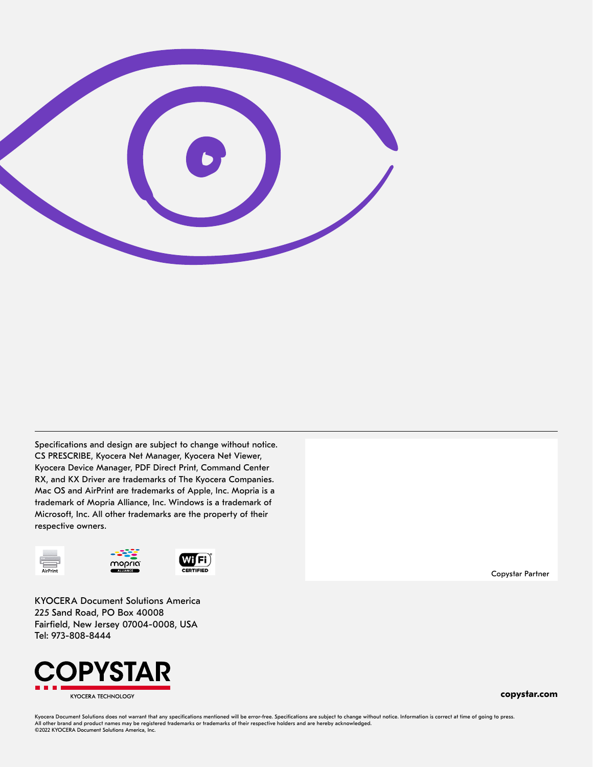Specifications and design are subject to change without notice. CS PRESCRIBE, Kyocera Net Manager, Kyocera Net Viewer, Kyocera Device Manager, PDF Direct Print, Command Center RX, and KX Driver are trademarks of The Kyocera Companies. Mac OS and AirPrint are trademarks of Apple, Inc. Mopria is a trademark of Mopria Alliance, Inc. Windows is a trademark of Microsoft, Inc. All other trademarks are the property of their respective owners.

AirPrint

mopria ALLIANCE

Wi Fi CERTIFIED

Copystar Partner

KYOCERA Document Solutions America
225 Sand Road, PO Box 40008
Fairfield, New Jersey 07004-0008, USA
Tel: 973-808-8444

COPYSTAR
KYOCERA TECHNOLOGY

**copystar.com**

Kyocera Document Solutions does not warrant that any specifications mentioned will be error-free. Specifications are subject to change without notice. Information is correct at time of going to press.
All other brand and product names may be registered trademarks or trademarks of their respective holders and are hereby acknowledged.
©2022 KYOCERA Document Solutions America, Inc.